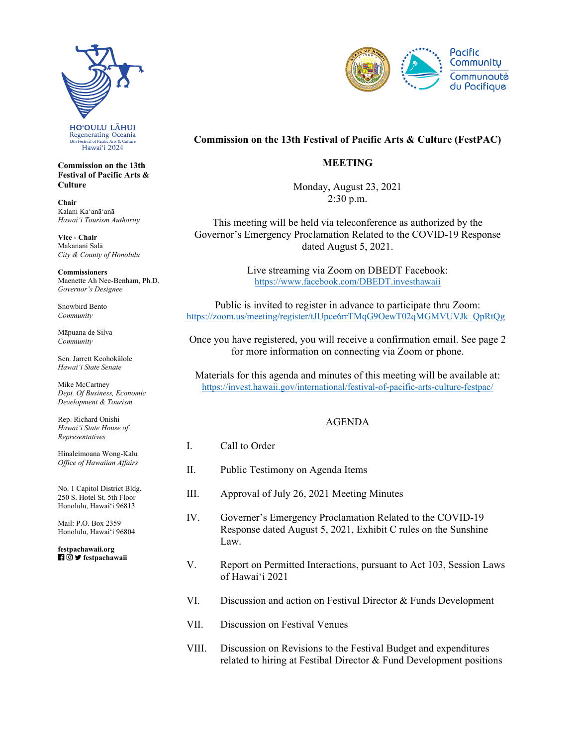HO'OULU LĀHUI
Regenerating Oceania
13th Festival of Pacific Arts & Culture
Hawai'i 2024

**Commission on the 13th Festival of Pacific Arts & Culture**

**Chair**
Kalani Ka'anā'anā
*Hawai'i Tourism Authority*

**Vice - Chair**
Makanani Salā
*City & County of Honolulu*

**Commissioners**
Maenette Ah Nee-Benham, Ph.D.
*Governor's Designee*

Snowbird Bento
*Community*

Māpuana de Silva
*Community*

Sen. Jarrett Keohokālole
*Hawai'i State Senate*

Mike McCartney
*Dept. Of Business, Economic Development & Tourism*

Rep. Richard Onishi
*Hawai'i State House of Representatives*

Hinaleimoana Wong-Kalu
*Office of Hawaiian Affairs*

No. 1 Capitol District Bldg.
250 S. Hotel St. 5th Floor
Honolulu, Hawai'i 96813

Mail: P.O. Box 2359
Honolulu, Hawai'i 96804

**festpachawaii.org**
**festpachawaii**

Pacific Community
Communauté du Pacifique

**Commission on the 13th Festival of Pacific Arts & Culture (FestPAC)**

**MEETING**

Monday, August 23, 2021
2:30 p.m.

This meeting will be held via teleconference as authorized by the Governor's Emergency Proclamation Related to the COVID-19 Response dated August 5, 2021.

Live streaming via Zoom on DBEDT Facebook:
https://www.facebook.com/DBEDT.investhawaii

Public is invited to register in advance to participate thru Zoom:
https://zoom.us/meeting/register/tJUpce6rrTMqG9OewT02qMGMVUVJk_QpRtQg

Once you have registered, you will receive a confirmation email. See page 2 for more information on connecting via Zoom or phone.

Materials for this agenda and minutes of this meeting will be available at:
https://invest.hawaii.gov/international/festival-of-pacific-arts-culture-festpac/

AGENDA

I. Call to Order

II. Public Testimony on Agenda Items

III. Approval of July 26, 2021 Meeting Minutes

IV. Governer's Emergency Proclamation Related to the COVID-19 Response dated August 5, 2021, Exhibit C rules on the Sunshine Law.

V. Report on Permitted Interactions, pursuant to Act 103, Session Laws of Hawai'i 2021

VI. Discussion and action on Festival Director & Funds Development

VII. Discussion on Festival Venues

VIII. Discussion on Revisions to the Festival Budget and expenditures related to hiring at Festibal Director & Fund Development positions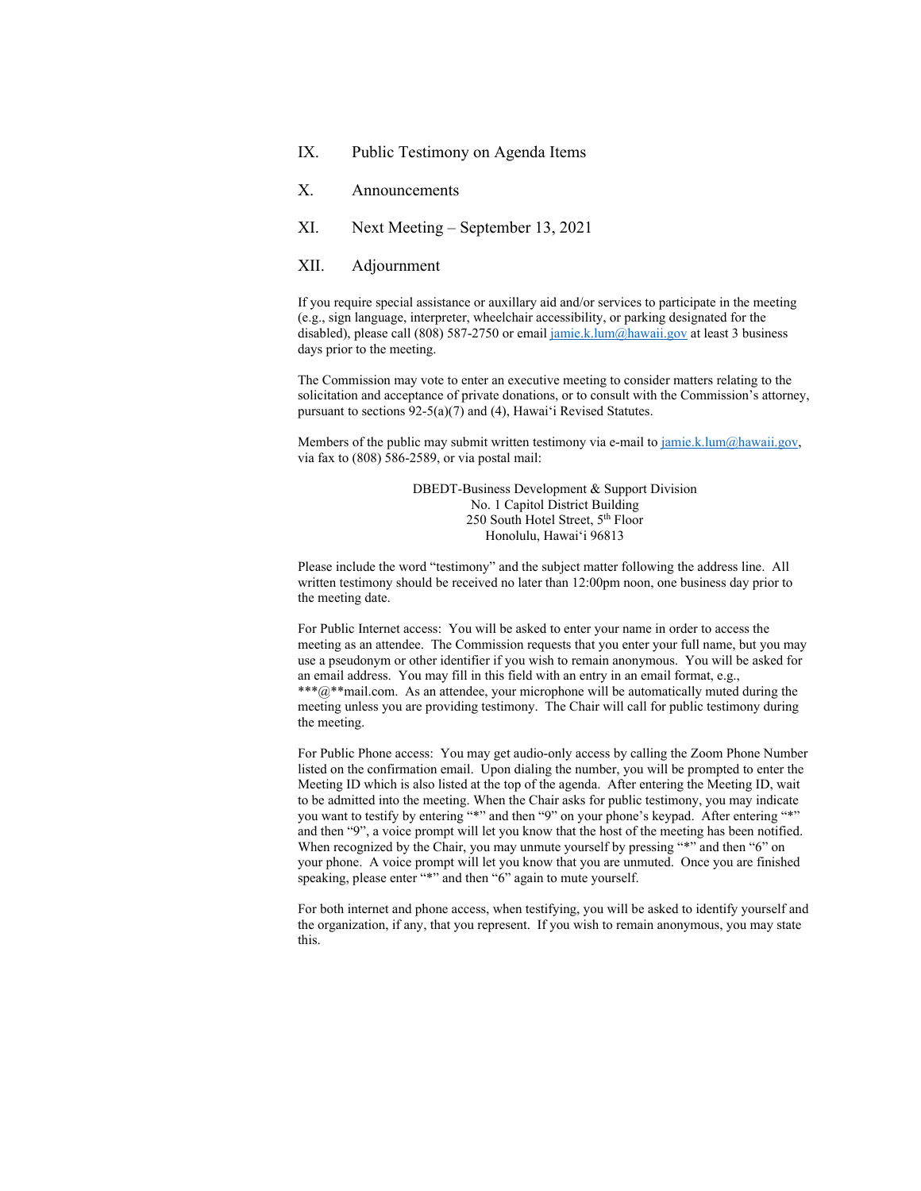IX. Public Testimony on Agenda Items

X. Announcements

XI. Next Meeting – September 13, 2021

XII. Adjournment

If you require special assistance or auxillary aid and/or services to participate in the meeting (e.g., sign language, interpreter, wheelchair accessibility, or parking designated for the disabled), please call (808) 587-2750 or email jamie.k.lum@hawaii.gov at least 3 business days prior to the meeting.

The Commission may vote to enter an executive meeting to consider matters relating to the solicitation and acceptance of private donations, or to consult with the Commission's attorney, pursuant to sections 92-5(a)(7) and (4), Hawai'i Revised Statutes.

Members of the public may submit written testimony via e-mail to jamie.k.lum@hawaii.gov, via fax to (808) 586-2589, or via postal mail:

DBEDT-Business Development & Support Division
No. 1 Capitol District Building
250 South Hotel Street, 5th Floor
Honolulu, Hawai'i 96813

Please include the word "testimony" and the subject matter following the address line. All written testimony should be received no later than 12:00pm noon, one business day prior to the meeting date.

For Public Internet access: You will be asked to enter your name in order to access the meeting as an attendee. The Commission requests that you enter your full name, but you may use a pseudonym or other identifier if you wish to remain anonymous. You will be asked for an email address. You may fill in this field with an entry in an email format, e.g., ***@**mail.com. As an attendee, your microphone will be automatically muted during the meeting unless you are providing testimony. The Chair will call for public testimony during the meeting.

For Public Phone access: You may get audio-only access by calling the Zoom Phone Number listed on the confirmation email. Upon dialing the number, you will be prompted to enter the Meeting ID which is also listed at the top of the agenda. After entering the Meeting ID, wait to be admitted into the meeting. When the Chair asks for public testimony, you may indicate you want to testify by entering "*" and then "9" on your phone's keypad. After entering "*" and then "9", a voice prompt will let you know that the host of the meeting has been notified. When recognized by the Chair, you may unmute yourself by pressing "*" and then "6" on your phone. A voice prompt will let you know that you are unmuted. Once you are finished speaking, please enter "*" and then "6" again to mute yourself.

For both internet and phone access, when testifying, you will be asked to identify yourself and the organization, if any, that you represent. If you wish to remain anonymous, you may state this.